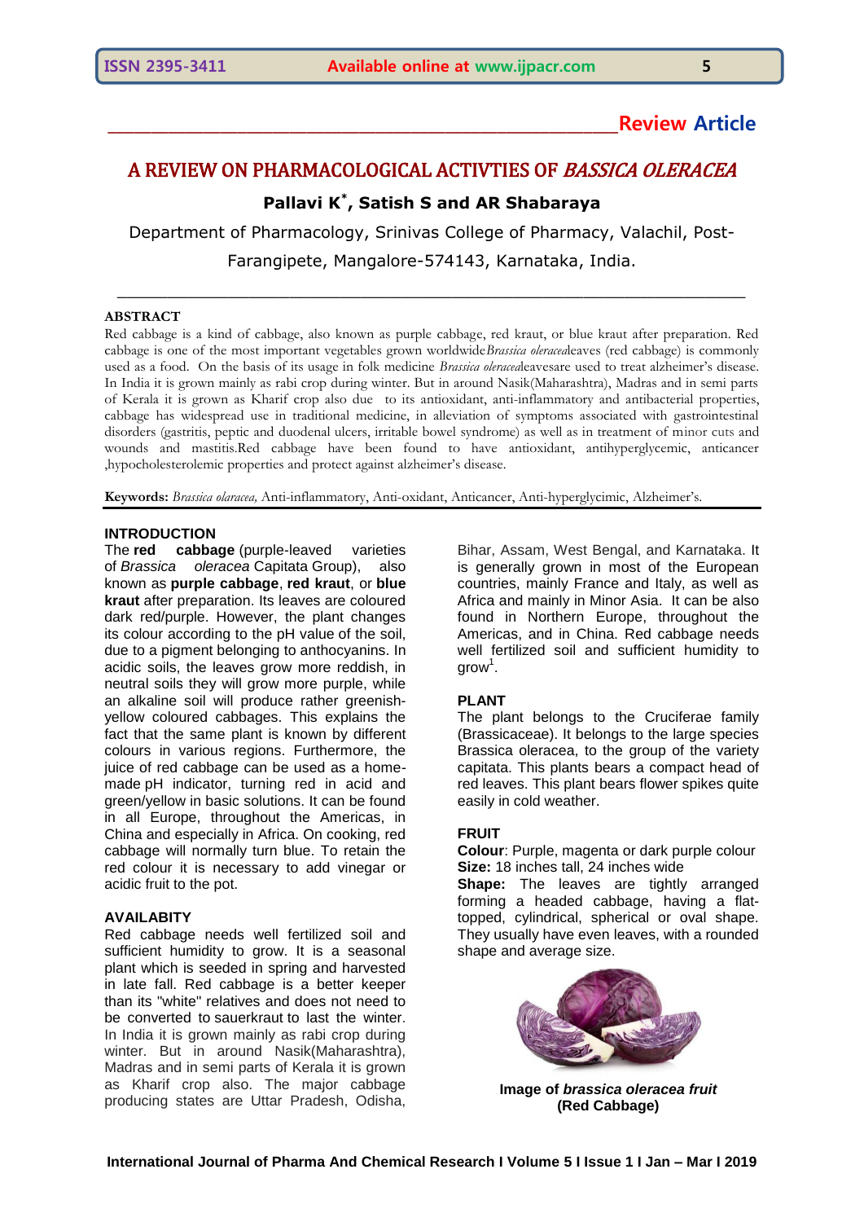**Review Article**

# A REVIEW ON PHARMACOLOGICAL ACTIVTIES OF *BASSICA OLERACEA*

**Pallavi K*, Satish S and AR Shabaraya**

Department of Pharmacology, Srinivas College of Pharmacy, Valachil, Post-Farangipete, Mangalore-574143, Karnataka, India.

## ABSTRACT

Red cabbage is a kind of cabbage, also known as purple cabbage, red kraut, or blue kraut after preparation. Red cabbage is one of the most important vegetables grown worldwide*Brassica oleracea*leaves (red cabbage) is commonly used as a food. On the basis of its usage in folk medicine *Brassica oleracea*leavesare used to treat alzheimer's disease. In India it is grown mainly as rabi crop during winter. But in around Nasik(Maharashtra), Madras and in semi parts of Kerala it is grown as Kharif crop also due to its antioxidant, anti-inflammatory and antibacterial properties, cabbage has widespread use in traditional medicine, in alleviation of symptoms associated with gastrointestinal disorders (gastritis, peptic and duodenal ulcers, irritable bowel syndrome) as well as in treatment of minor cuts and wounds and mastitis.Red cabbage have been found to have antioxidant, antihyperglycemic, anticancer ,hypocholesterolemic properties and protect against alzheimer's disease.

**Keywords:** *Brassica olaracea,* Anti-inflammatory, Anti-oxidant, Anticancer, Anti-hyperglycimic, Alzheimer's.

## INTRODUCTION

The **red cabbage** (purple-leaved varieties of *Brassica oleracea* Capitata Group), also known as **purple cabbage**, **red kraut**, or **blue kraut** after preparation. Its leaves are coloured dark red/purple. However, the plant changes its colour according to the pH value of the soil, due to a pigment belonging to anthocyanins. In acidic soils, the leaves grow more reddish, in neutral soils they will grow more purple, while an alkaline soil will produce rather greenish-yellow coloured cabbages. This explains the fact that the same plant is known by different colours in various regions. Furthermore, the juice of red cabbage can be used as a home-made pH indicator, turning red in acid and green/yellow in basic solutions. It can be found in all Europe, throughout the Americas, in China and especially in Africa. On cooking, red cabbage will normally turn blue. To retain the red colour it is necessary to add vinegar or acidic fruit to the pot.

## AVAILABITY

Red cabbage needs well fertilized soil and sufficient humidity to grow. It is a seasonal plant which is seeded in spring and harvested in late fall. Red cabbage is a better keeper than its "white" relatives and does not need to be converted to sauerkraut to last the winter. In India it is grown mainly as rabi crop during winter. But in around Nasik(Maharashtra), Madras and in semi parts of Kerala it is grown as Kharif crop also. The major cabbage producing states are Uttar Pradesh, Odisha, Bihar, Assam, West Bengal, and Karnataka. It is generally grown in most of the European countries, mainly France and Italy, as well as Africa and mainly in Minor Asia. It can be also found in Northern Europe, throughout the Americas, and in China. Red cabbage needs well fertilized soil and sufficient humidity to grow[1].

## PLANT

The plant belongs to the Cruciferae family (Brassicaceae). It belongs to the large species Brassica oleracea, to the group of the variety capitata. This plants bears a compact head of red leaves. This plant bears flower spikes quite easily in cold weather.

## FRUIT

**Colour**: Purple, magenta or dark purple colour

**Size:** 18 inches tall, 24 inches wide

**Shape:** The leaves are tightly arranged forming a headed cabbage, having a flat-topped, cylindrical, spherical or oval shape. They usually have even leaves, with a rounded shape and average size.

**Image of *brassica oleracea fruit* (Red Cabbage)**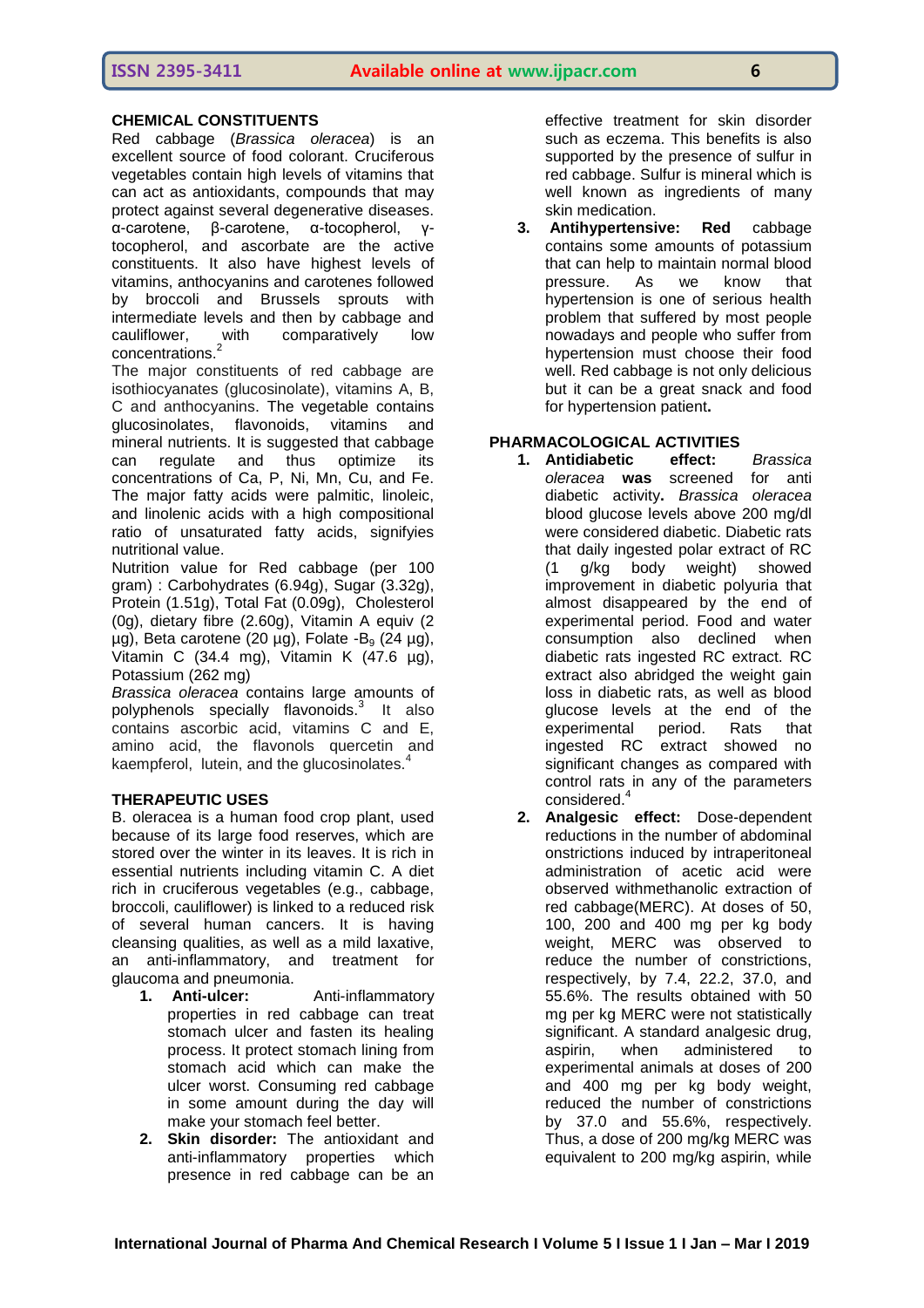## CHEMICAL CONSTITUENTS

Red cabbage (*Brassica oleracea*) is an excellent source of food colorant. Cruciferous vegetables contain high levels of vitamins that can act as antioxidants, compounds that may protect against several degenerative diseases. α-carotene, β-carotene, α-tocopherol, γ-tocopherol, and ascorbate are the active constituents. It also have highest levels of vitamins, anthocyanins and carotenes followed by broccoli and Brussels sprouts with intermediate levels and then by cabbage and cauliflower, with comparatively low concentrations.[2]

The major constituents of red cabbage are isothiocyanates (glucosinolate), vitamins A, B, C and anthocyanins. The vegetable contains glucosinolates, flavonoids, vitamins and mineral nutrients. It is suggested that cabbage can regulate and thus optimize its concentrations of Ca, P, Ni, Mn, Cu, and Fe. The major fatty acids were palmitic, linoleic, and linolenic acids with a high compositional ratio of unsaturated fatty acids, signifyies nutritional value.

Nutrition value for Red cabbage (per 100 gram) : Carbohydrates (6.94g), Sugar (3.32g), Protein (1.51g), Total Fat (0.09g), Cholesterol (0g), dietary fibre (2.60g), Vitamin A equiv (2 µg), Beta carotene (20 µg), Folate -$B_9$ (24 µg), Vitamin C (34.4 mg), Vitamin K (47.6 µg), Potassium (262 mg)

*Brassica oleracea* contains large amounts of polyphenols specially flavonoids.[3] It also contains ascorbic acid, vitamins C and E, amino acid, the flavonols quercetin and kaempferol, lutein, and the glucosinolates.[4]

## THERAPEUTIC USES

B. oleracea is a human food crop plant, used because of its large food reserves, which are stored over the winter in its leaves. It is rich in essential nutrients including vitamin C. A diet rich in cruciferous vegetables (e.g., cabbage, broccoli, cauliflower) is linked to a reduced risk of several human cancers. It is having cleansing qualities, as well as a mild laxative, an anti-inflammatory, and treatment for glaucoma and pneumonia.

1. **Anti-ulcer:** Anti-inflammatory properties in red cabbage can treat stomach ulcer and fasten its healing process. It protect stomach lining from stomach acid which can make the ulcer worst. Consuming red cabbage in some amount during the day will make your stomach feel better.
2. **Skin disorder:** The antioxidant and anti-inflammatory properties which presence in red cabbage can be an effective treatment for skin disorder such as eczema. This benefits is also supported by the presence of sulfur in red cabbage. Sulfur is mineral which is well known as ingredients of many skin medication.
3. **Antihypertensive: Red** cabbage contains some amounts of potassium that can help to maintain normal blood pressure. As we know that hypertension is one of serious health problem that suffered by most people nowadays and people who suffer from hypertension must choose their food well. Red cabbage is not only delicious but it can be a great snack and food for hypertension patient**.**

## PHARMACOLOGICAL ACTIVITIES

1. **Antidiabetic effect:** *Brassica oleracea* **was** screened for anti diabetic activity**.** *Brassica oleracea* blood glucose levels above 200 mg/dl were considered diabetic. Diabetic rats that daily ingested polar extract of RC (1 g/kg body weight) showed improvement in diabetic polyuria that almost disappeared by the end of experimental period. Food and water consumption also declined when diabetic rats ingested RC extract. RC extract also abridged the weight gain loss in diabetic rats, as well as blood glucose levels at the end of the experimental period. Rats that ingested RC extract showed no significant changes as compared with control rats in any of the parameters considered.[4]
2. **Analgesic effect:** Dose-dependent reductions in the number of abdominal onstrictions induced by intraperitoneal administration of acetic acid were observed withmethanolic extraction of red cabbage(MERC). At doses of 50, 100, 200 and 400 mg per kg body weight, MERC was observed to reduce the number of constrictions, respectively, by 7.4, 22.2, 37.0, and 55.6%. The results obtained with 50 mg per kg MERC were not statistically significant. A standard analgesic drug, aspirin, when administered to experimental animals at doses of 200 and 400 mg per kg body weight, reduced the number of constrictions by 37.0 and 55.6%, respectively. Thus, a dose of 200 mg/kg MERC was equivalent to 200 mg/kg aspirin, while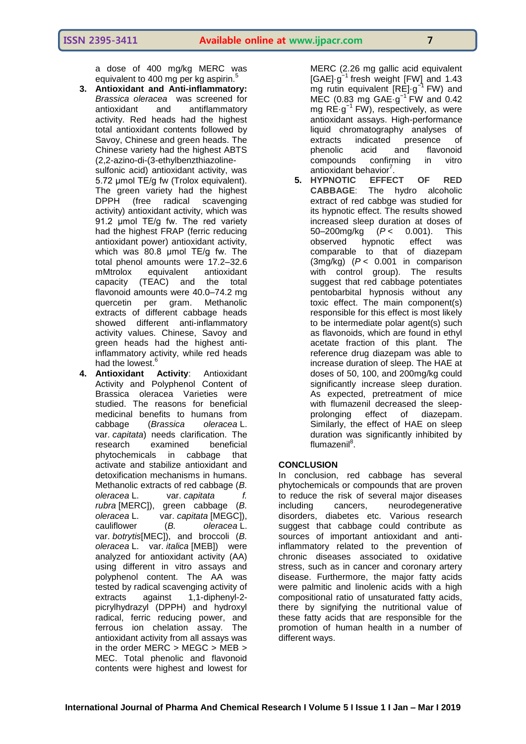a dose of 400 mg/kg MERC was equivalent to 400 mg per kg aspirin.[5]

3. **Antioxidant and Anti-inflammatory:** *Brassica oleracea* was screened for antioxidant and antiflammatory activity. Red heads had the highest total antioxidant contents followed by Savoy, Chinese and green heads. The Chinese variety had the highest ABTS (2,2-azino-di-(3-ethylbenzthiazoline-sulfonic acid) antioxidant activity, was 5.72 μmol TE/g fw (Trolox equivalent). The green variety had the highest DPPH (free radical scavenging activity) antioxidant activity, which was 91.2 μmol TE/g fw. The red variety had the highest FRAP (ferric reducing antioxidant power) antioxidant activity, which was 80.8 μmol TE/g fw. The total phenol amounts were 17.2–32.6 mMtrolox equivalent antioxidant capacity (TEAC) and the total flavonoid amounts were 40.0–74.2 mg quercetin per gram. Methanolic extracts of different cabbage heads showed different anti-inflammatory activity values. Chinese, Savoy and green heads had the highest anti-inflammatory activity, while red heads had the lowest.[6]

4. **Antioxidant Activity**: Antioxidant Activity and Polyphenol Content of Brassica oleracea Varieties were studied. The reasons for beneficial medicinal benefits to humans from cabbage (*Brassica oleracea* L. var. *capitata*) needs clarification. The research examined beneficial phytochemicals in cabbage that activate and stabilize antioxidant and detoxification mechanisms in humans. Methanolic extracts of red cabbage (*B. oleracea* L. var. *capitata f. rubra* [MERC]), green cabbage (*B. oleracea* L. var. *capitata* [MEGC]), cauliflower (*B. oleracea* L. var. *botrytis*[MEC]), and broccoli (*B. oleracea* L. var. *italica* [MEB]) were analyzed for antioxidant activity (AA) using different in vitro assays and polyphenol content. The AA was tested by radical scavenging activity of extracts against 1,1-diphenyl-2-picrylhydrazyl (DPPH) and hydroxyl radical, ferric reducing power, and ferrous ion chelation assay. The antioxidant activity from all assays was in the order MERC > MEGC > MEB > MEC. Total phenolic and flavonoid contents were highest and lowest for MERC (2.26 mg gallic acid equivalent [GAE]·$g^{-1}$ fresh weight [FW] and 1.43 mg rutin equivalent [RE]·$g^{-1}$ FW) and MEC (0.83 mg GAE·$g^{-1}$ FW and 0.42 mg RE·$g^{-1}$ FW), respectively, as were antioxidant assays. High-performance liquid chromatography analyses of extracts indicated presence of phenolic acid and flavonoid compounds confirming in vitro antioxidant behavior[7].

5. **HYPNOTIC EFFECT OF RED CABBAGE**: The hydro alcoholic extract of red cabbge was studied for its hypnotic effect. The results showed increased sleep duration at doses of 50–200mg/kg ($P < 0.001$). This observed hypnotic effect was comparable to that of diazepam (3mg/kg) ($P < 0.001$ in comparison with control group). The results suggest that red cabbage potentiates pentobarbital hypnosis without any toxic effect. The main component(s) responsible for this effect is most likely to be intermediate polar agent(s) such as flavonoids, which are found in ethyl acetate fraction of this plant. The reference drug diazepam was able to increase duration of sleep. The HAE at doses of 50, 100, and 200mg/kg could significantly increase sleep duration. As expected, pretreatment of mice with flumazenil decreased the sleep-prolonging effect of diazepam. Similarly, the effect of HAE on sleep duration was significantly inhibited by flumazenil[8].

## CONCLUSION

In conclusion, red cabbage has several phytochemicals or compounds that are proven to reduce the risk of several major diseases including cancers, neurodegenerative disorders, diabetes etc. Various research suggest that cabbage could contribute as sources of important antioxidant and anti-inflammatory related to the prevention of chronic diseases associated to oxidative stress, such as in cancer and coronary artery disease. Furthermore, the major fatty acids were palmitic and linolenic acids with a high compositional ratio of unsaturated fatty acids, there by signifying the nutritional value of these fatty acids that are responsible for the promotion of human health in a number of different ways.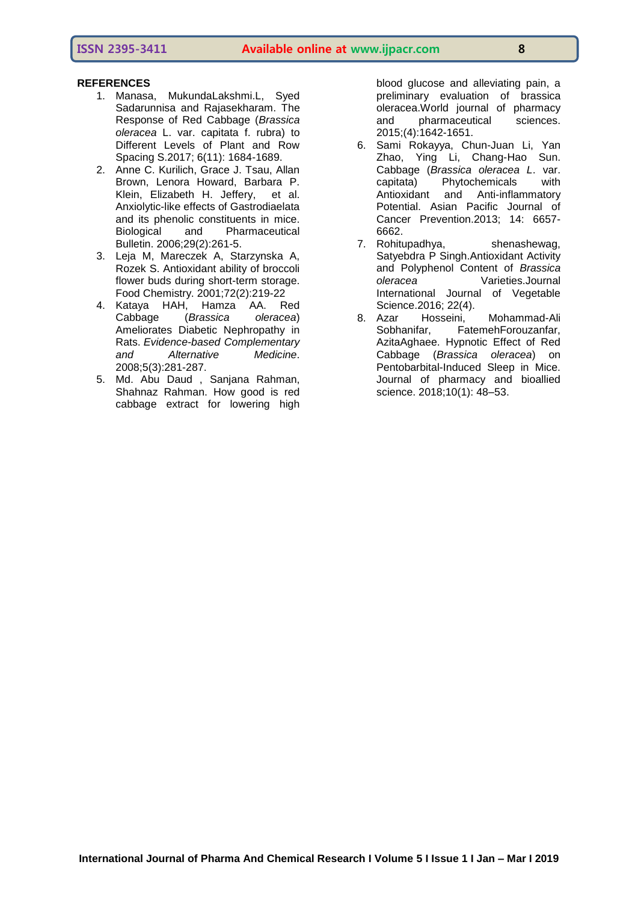## REFERENCES

1. Manasa, MukundaLakshmi.L, Syed Sadarunnisa and Rajasekharam. The Response of Red Cabbage (*Brassica oleracea* L. var. capitata f. rubra) to Different Levels of Plant and Row Spacing S.2017; 6(11): 1684-1689.
2. Anne C. Kurilich, Grace J. Tsau, Allan Brown, Lenora Howard, Barbara P. Klein, Elizabeth H. Jeffery, et al. Anxiolytic-like effects of Gastrodiaelata and its phenolic constituents in mice. Biological and Pharmaceutical Bulletin. 2006;29(2):261-5.
3. Leja M, Mareczek A, Starzynska A, Rozek S. Antioxidant ability of broccoli flower buds during short-term storage. Food Chemistry. 2001;72(2):219-22
4. Kataya HAH, Hamza AA. Red Cabbage (*Brassica oleracea*) Ameliorates Diabetic Nephropathy in Rats. *Evidence-based Complementary and Alternative Medicine*. 2008;5(3):281-287.
5. Md. Abu Daud , Sanjana Rahman, Shahnaz Rahman. How good is red cabbage extract for lowering high blood glucose and alleviating pain, a preliminary evaluation of brassica oleracea.World journal of pharmacy and pharmaceutical sciences. 2015;(4):1642-1651.
6. Sami Rokayya, Chun-Juan Li, Yan Zhao, Ying Li, Chang-Hao Sun. Cabbage (*Brassica oleracea L*. var. capitata) Phytochemicals with Antioxidant and Anti-inflammatory Potential. Asian Pacific Journal of Cancer Prevention.2013; 14: 6657-6662.
7. Rohitupadhya, shenashewag, Satyebdra P Singh.Antioxidant Activity and Polyphenol Content of *Brassica oleracea* Varieties.Journal International Journal of Vegetable Science.2016; 22(4).
8. Azar Hosseini, Mohammad-Ali Sobhanifar, FatemehForouzanfar, AzitaAghaee. Hypnotic Effect of Red Cabbage (*Brassica oleracea*) on Pentobarbital-Induced Sleep in Mice. Journal of pharmacy and bioallied science. 2018;10(1): 48–53.